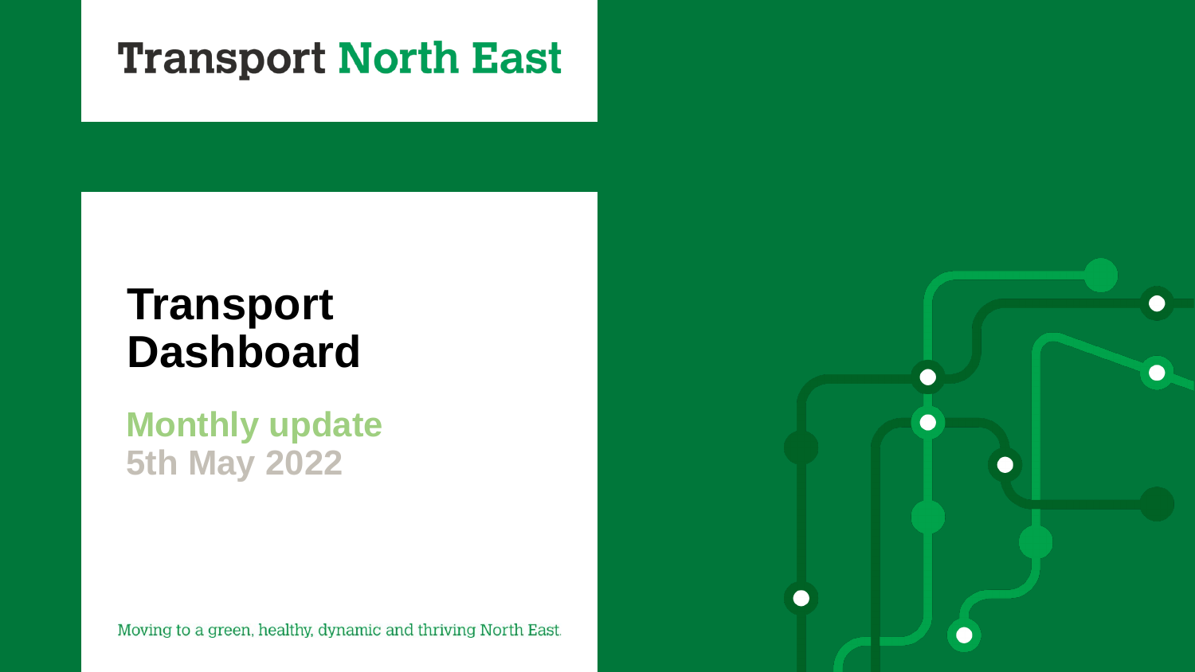Transport North East

# Transport Dashboard

## Monthly update
## 5th May 2022

Moving to a green, healthy, dynamic and thriving North East.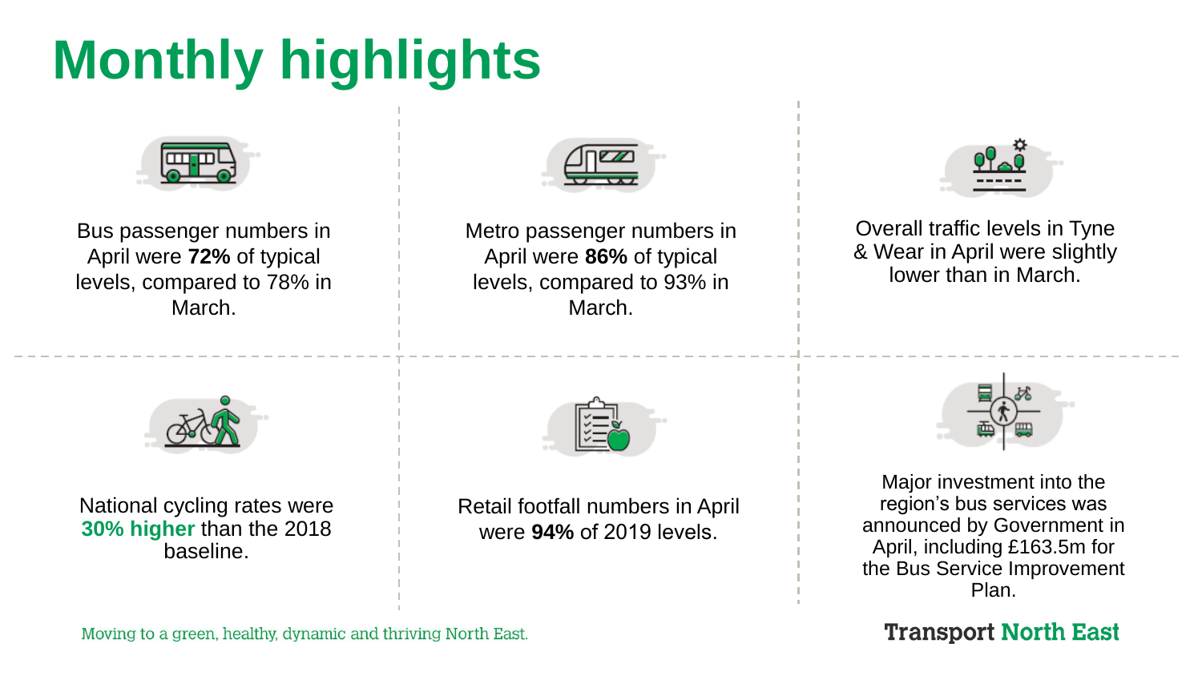# Monthly highlights

Bus passenger numbers in April were **72%** of typical levels, compared to 78% in March.

Metro passenger numbers in April were **86%** of typical levels, compared to 93% in March.

Overall traffic levels in Tyne & Wear in April were slightly lower than in March.

National cycling rates were **30% higher** than the 2018 baseline.

Retail footfall numbers in April were **94%** of 2019 levels.

Major investment into the region's bus services was announced by Government in April, including £163.5m for the Bus Service Improvement Plan.

Moving to a green, healthy, dynamic and thriving North East.

Transport North East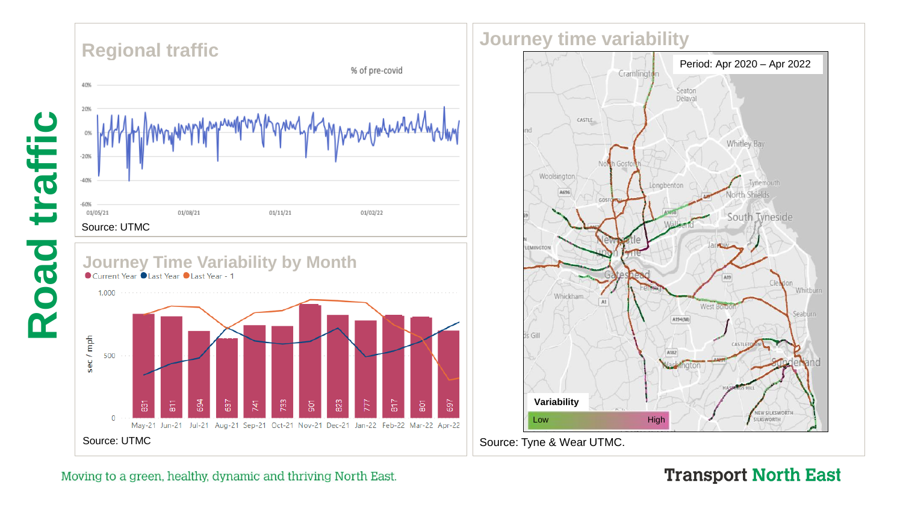# Road traffic

## Regional traffic

% of pre-covid

Source: UTMC

## Journey Time Variability by Month

Current Year, Last Year, Last Year - 1

| Month | sec / mph |
|---|---|
| May-21 | 831 |
| Jun-21 | 811 |
| Jul-21 | 694 |
| Aug-21 | 637 |
| Sep-21 | 741 |
| Oct-21 | 733 |
| Nov-21 | 901 |
| Dec-21 | 823 |
| Jan-22 | 777 |
| Feb-22 | 817 |
| Mar-22 | 801 |
| Apr-22 | 697 |

Source: UTMC

## Journey time variability

Period: Apr 2020 – Apr 2022

Variability: Low – High

Source: Tyne & Wear UTMC.

Moving to a green, healthy, dynamic and thriving North East.

Transport North East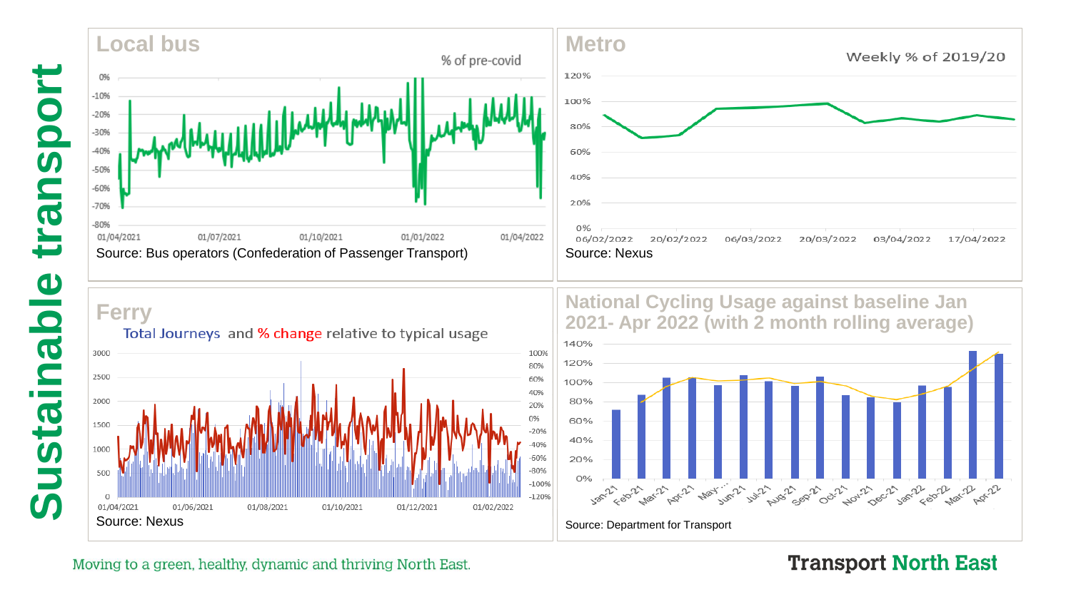# Sustainable transport

## Local bus

% of pre-covid

Source: Bus operators (Confederation of Passenger Transport)

## Metro

Weekly % of 2019/20

Source: Nexus

## Ferry

Total Journeys and % change relative to typical usage

Source: Nexus

## National Cycling Usage against baseline Jan 2021- Apr 2022 (with 2 month rolling average)

Source: Department for Transport

Moving to a green, healthy, dynamic and thriving North East.

Transport North East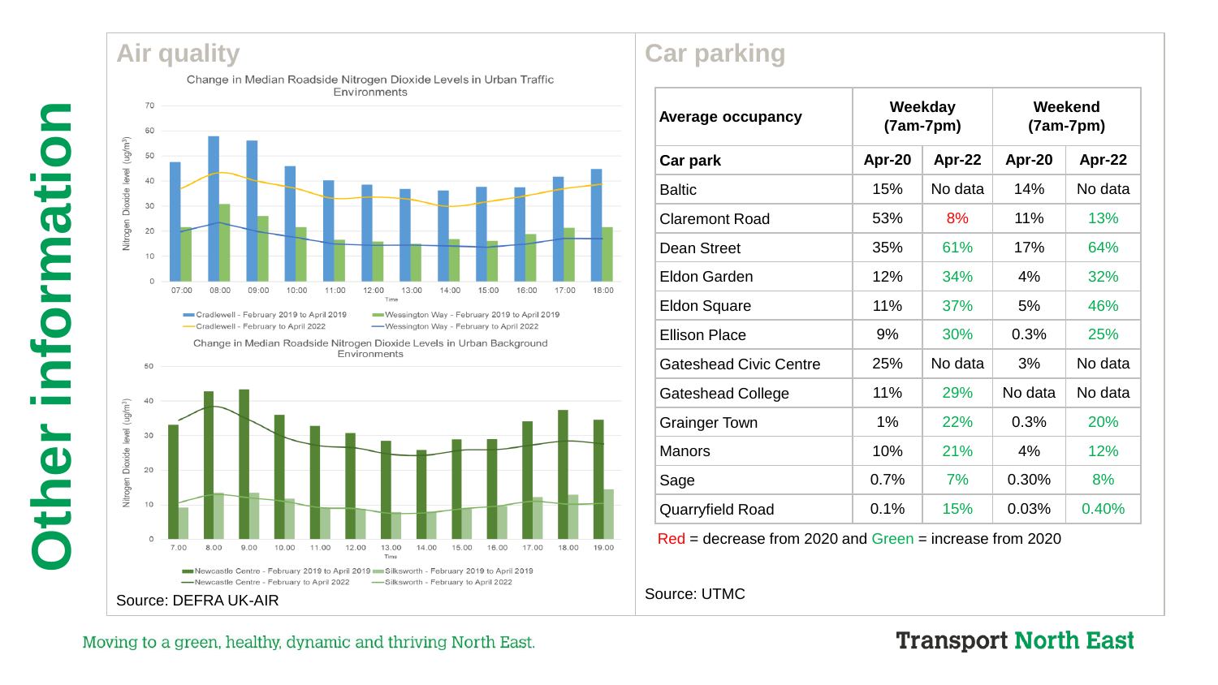# Other information

## Air quality

Change in Median Roadside Nitrogen Dioxide Levels in Urban Traffic Environments

Change in Median Roadside Nitrogen Dioxide Levels in Urban Background Environments

Source: DEFRA UK-AIR

## Car parking

| Average occupancy | Weekday (7am-7pm) | | Weekend (7am-7pm) | |
|---|---|---|---|---|
| **Car park** | **Apr-20** | **Apr-22** | **Apr-20** | **Apr-22** |
| Baltic | 15% | No data | 14% | No data |
| Claremont Road | 53% | 8% | 11% | 13% |
| Dean Street | 35% | 61% | 17% | 64% |
| Eldon Garden | 12% | 34% | 4% | 32% |
| Eldon Square | 11% | 37% | 5% | 46% |
| Ellison Place | 9% | 30% | 0.3% | 25% |
| Gateshead Civic Centre | 25% | No data | 3% | No data |
| Gateshead College | 11% | 29% | No data | No data |
| Grainger Town | 1% | 22% | 0.3% | 20% |
| Manors | 10% | 21% | 4% | 12% |
| Sage | 0.7% | 7% | 0.30% | 8% |
| Quarryfield Road | 0.1% | 15% | 0.03% | 0.40% |

Red = decrease from 2020 and Green = increase from 2020

Source: UTMC

Moving to a green, healthy, dynamic and thriving North East.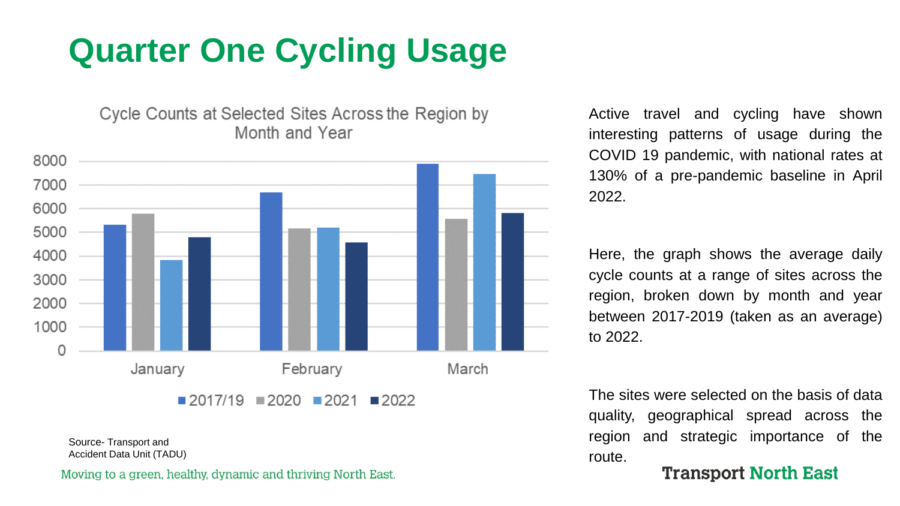# Quarter One Cycling Usage

Cycle Counts at Selected Sites Across the Region by Month and Year

| Month | 2017/19 | 2020 | 2021 | 2022 |
|---|---|---|---|---|
| January | 5300 | 5780 | 3820 | 4780 |
| February | 6680 | 5150 | 5180 | 4560 |
| March | 7880 | 5560 | 7460 | 5800 |

Source- Transport and Accident Data Unit (TADU)

Active travel and cycling have shown interesting patterns of usage during the COVID 19 pandemic, with national rates at 130% of a pre-pandemic baseline in April 2022.

Here, the graph shows the average daily cycle counts at a range of sites across the region, broken down by month and year between 2017-2019 (taken as an average) to 2022.

The sites were selected on the basis of data quality, geographical spread across the region and strategic importance of the route.

Moving to a green, healthy, dynamic and thriving North East.

Transport North East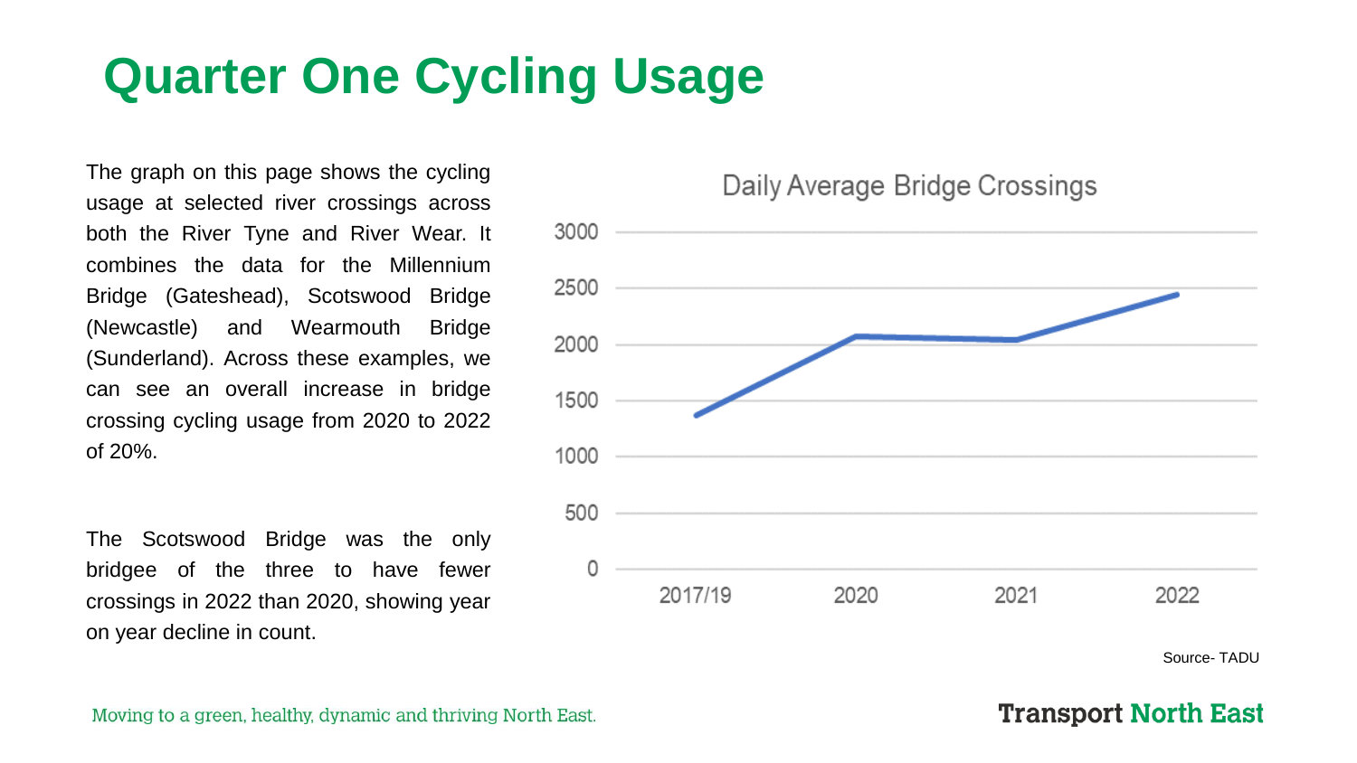# Quarter One Cycling Usage

The graph on this page shows the cycling usage at selected river crossings across both the River Tyne and River Wear. It combines the data for the Millennium Bridge (Gateshead), Scotswood Bridge (Newcastle) and Wearmouth Bridge (Sunderland). Across these examples, we can see an overall increase in bridge crossing cycling usage from 2020 to 2022 of 20%.

The Scotswood Bridge was the only bridgee of the three to have fewer crossings in 2022 than 2020, showing year on year decline in count.

Daily Average Bridge Crossings

| Period | Daily Average Bridge Crossings |
| --- | --- |
| 2017/19 | ~1370 |
| 2020 | ~2070 |
| 2021 | ~2040 |
| 2022 | ~2450 |

Source- TADU

Moving to a green, healthy, dynamic and thriving North East.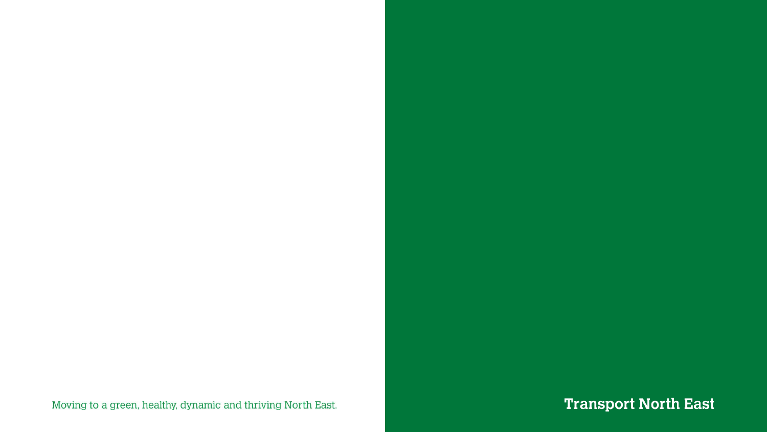Moving to a green, healthy, dynamic and thriving North East.

**Transport North East**